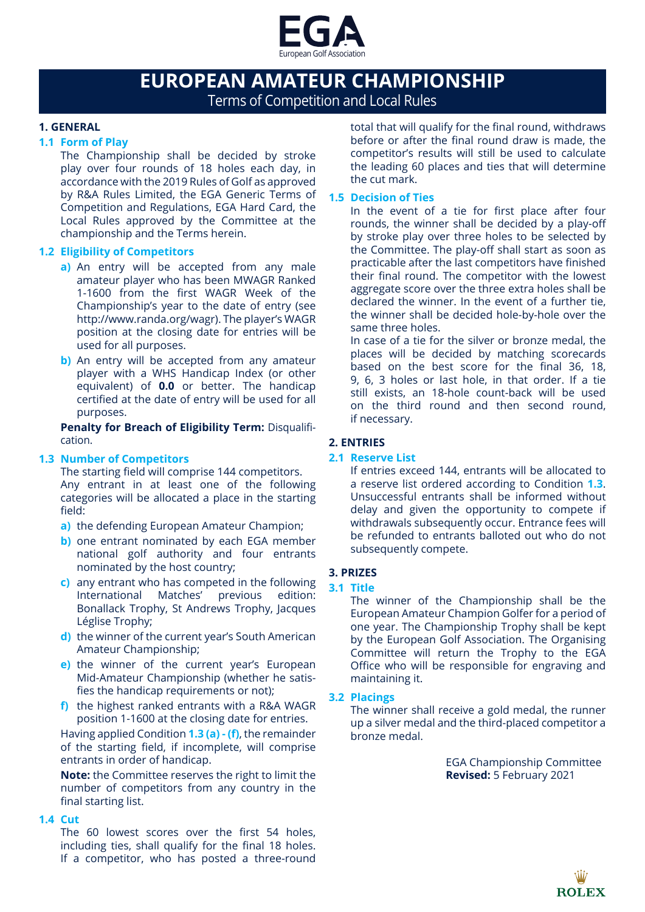EGA
European Golf Association

# EUROPEAN AMATEUR CHAMPIONSHIP

Terms of Competition and Local Rules

## 1. GENERAL

### 1.1 Form of Play

The Championship shall be decided by stroke play over four rounds of 18 holes each day, in accordance with the 2019 Rules of Golf as approved by R&A Rules Limited, the EGA Generic Terms of Competition and Regulations, EGA Hard Card, the Local Rules approved by the Committee at the championship and the Terms herein.

### 1.2 Eligibility of Competitors

**a)** An entry will be accepted from any male amateur player who has been MWAGR Ranked 1-1600 from the first WAGR Week of the Championship's year to the date of entry (see http://www.randa.org/wagr). The player's WAGR position at the closing date for entries will be used for all purposes.

**b)** An entry will be accepted from any amateur player with a WHS Handicap Index (or other equivalent) of **0.0** or better. The handicap certified at the date of entry will be used for all purposes.

**Penalty for Breach of Eligibility Term:** Disqualification.

### 1.3 Number of Competitors

The starting field will comprise 144 competitors.
Any entrant in at least one of the following categories will be allocated a place in the starting field:

**a)** the defending European Amateur Champion;

**b)** one entrant nominated by each EGA member national golf authority and four entrants nominated by the host country;

**c)** any entrant who has competed in the following International Matches' previous edition: Bonallack Trophy, St Andrews Trophy, Jacques Léglise Trophy;

**d)** the winner of the current year's South American Amateur Championship;

**e)** the winner of the current year's European Mid-Amateur Championship (whether he satisfies the handicap requirements or not);

**f)** the highest ranked entrants with a R&A WAGR position 1-1600 at the closing date for entries.

Having applied Condition **1.3 (a) - (f)**, the remainder of the starting field, if incomplete, will comprise entrants in order of handicap.

**Note:** the Committee reserves the right to limit the number of competitors from any country in the final starting list.

### 1.4 Cut

The 60 lowest scores over the first 54 holes, including ties, shall qualify for the final 18 holes. If a competitor, who has posted a three-round total that will qualify for the final round, withdraws before or after the final round draw is made, the competitor's results will still be used to calculate the leading 60 places and ties that will determine the cut mark.

### 1.5 Decision of Ties

In the event of a tie for first place after four rounds, the winner shall be decided by a play-off by stroke play over three holes to be selected by the Committee. The play-off shall start as soon as practicable after the last competitors have finished their final round. The competitor with the lowest aggregate score over the three extra holes shall be declared the winner. In the event of a further tie, the winner shall be decided hole-by-hole over the same three holes.

In case of a tie for the silver or bronze medal, the places will be decided by matching scorecards based on the best score for the final 36, 18, 9, 6, 3 holes or last hole, in that order. If a tie still exists, an 18-hole count-back will be used on the third round and then second round, if necessary.

## 2. ENTRIES

### 2.1 Reserve List

If entries exceed 144, entrants will be allocated to a reserve list ordered according to Condition **1.3**. Unsuccessful entrants shall be informed without delay and given the opportunity to compete if withdrawals subsequently occur. Entrance fees will be refunded to entrants balloted out who do not subsequently compete.

## 3. PRIZES

### 3.1 Title

The winner of the Championship shall be the European Amateur Champion Golfer for a period of one year. The Championship Trophy shall be kept by the European Golf Association. The Organising Committee will return the Trophy to the EGA Office who will be responsible for engraving and maintaining it.

### 3.2 Placings

The winner shall receive a gold medal, the runner up a silver medal and the third-placed competitor a bronze medal.

EGA Championship Committee
**Revised:** 5 February 2021

ROLEX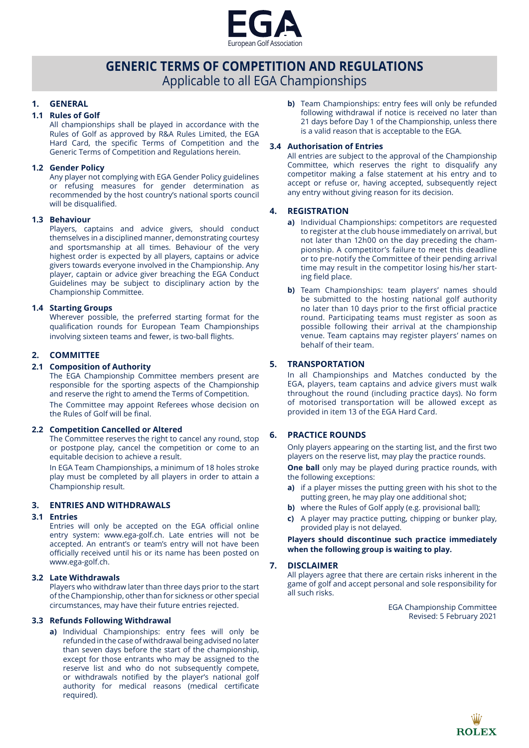# GENERIC TERMS OF COMPETITION AND REGULATIONS

Applicable to all EGA Championships

## 1. GENERAL

### 1.1 Rules of Golf

All championships shall be played in accordance with the Rules of Golf as approved by R&A Rules Limited, the EGA Hard Card, the specific Terms of Competition and the Generic Terms of Competition and Regulations herein.

### 1.2 Gender Policy

Any player not complying with EGA Gender Policy guidelines or refusing measures for gender determination as recommended by the host country's national sports council will be disqualified.

### 1.3 Behaviour

Players, captains and advice givers, should conduct themselves in a disciplined manner, demonstrating courtesy and sportsmanship at all times. Behaviour of the very highest order is expected by all players, captains or advice givers towards everyone involved in the Championship. Any player, captain or advice giver breaching the EGA Conduct Guidelines may be subject to disciplinary action by the Championship Committee.

### 1.4 Starting Groups

Wherever possible, the preferred starting format for the qualification rounds for European Team Championships involving sixteen teams and fewer, is two-ball flights.

## 2. COMMITTEE

### 2.1 Composition of Authority

The EGA Championship Committee members present are responsible for the sporting aspects of the Championship and reserve the right to amend the Terms of Competition.

The Committee may appoint Referees whose decision on the Rules of Golf will be final.

### 2.2 Competition Cancelled or Altered

The Committee reserves the right to cancel any round, stop or postpone play, cancel the competition or come to an equitable decision to achieve a result.

In EGA Team Championships, a minimum of 18 holes stroke play must be completed by all players in order to attain a Championship result.

## 3. ENTRIES AND WITHDRAWALS

### 3.1 Entries

Entries will only be accepted on the EGA official online entry system: www.ega-golf.ch. Late entries will not be accepted. An entrant's or team's entry will not have been officially received until his or its name has been posted on www.ega-golf.ch.

### 3.2 Late Withdrawals

Players who withdraw later than three days prior to the start of the Championship, other than for sickness or other special circumstances, may have their future entries rejected.

### 3.3 Refunds Following Withdrawal

**a)** Individual Championships: entry fees will only be refunded in the case of withdrawal being advised no later than seven days before the start of the championship, except for those entrants who may be assigned to the reserve list and who do not subsequently compete, or withdrawals notified by the player's national golf authority for medical reasons (medical certificate required).

**b)** Team Championships: entry fees will only be refunded following withdrawal if notice is received no later than 21 days before Day 1 of the Championship, unless there is a valid reason that is acceptable to the EGA.

### 3.4 Authorisation of Entries

All entries are subject to the approval of the Championship Committee, which reserves the right to disqualify any competitor making a false statement at his entry and to accept or refuse or, having accepted, subsequently reject any entry without giving reason for its decision.

## 4. REGISTRATION

**a)** Individual Championships: competitors are requested to register at the club house immediately on arrival, but not later than 12h00 on the day preceding the championship. A competitor's failure to meet this deadline or to pre-notify the Committee of their pending arrival time may result in the competitor losing his/her starting field place.

**b)** Team Championships: team players' names should be submitted to the hosting national golf authority no later than 10 days prior to the first official practice round. Participating teams must register as soon as possible following their arrival at the championship venue. Team captains may register players' names on behalf of their team.

## 5. TRANSPORTATION

In all Championships and Matches conducted by the EGA, players, team captains and advice givers must walk throughout the round (including practice days). No form of motorised transportation will be allowed except as provided in item 13 of the EGA Hard Card.

## 6. PRACTICE ROUNDS

Only players appearing on the starting list, and the first two players on the reserve list, may play the practice rounds.

**One ball** only may be played during practice rounds, with the following exceptions:

**a)** if a player misses the putting green with his shot to the putting green, he may play one additional shot;

**b)** where the Rules of Golf apply (e.g. provisional ball);

**c)** A player may practice putting, chipping or bunker play, provided play is not delayed.

**Players should discontinue such practice immediately when the following group is waiting to play.**

## 7. DISCLAIMER

All players agree that there are certain risks inherent in the game of golf and accept personal and sole responsibility for all such risks.

EGA Championship Committee
Revised: 5 February 2021